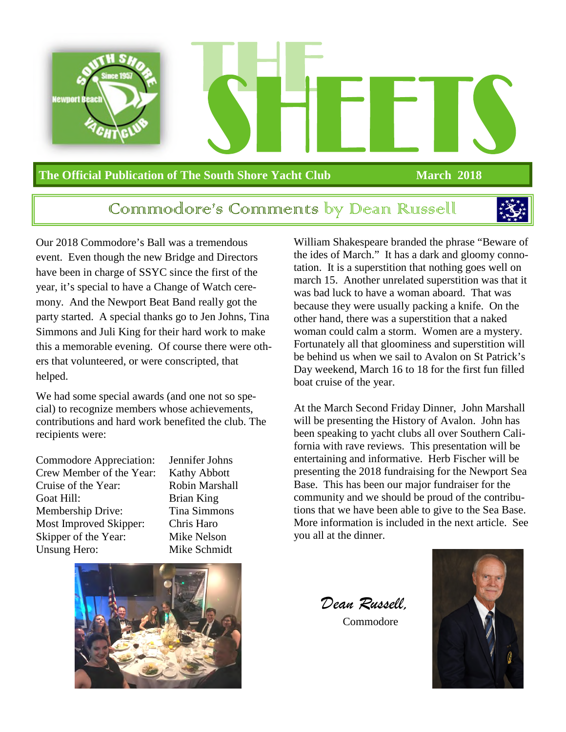# THE SHEETS

**The Official Publication of The South Shore Yacht Club** **March 2018**

## Commodore's Comments by Dean Russell

Our 2018 Commodore's Ball was a tremendous event. Even though the new Bridge and Directors have been in charge of SSYC since the first of the year, it's special to have a Change of Watch ceremony. And the Newport Beat Band really got the party started. A special thanks go to Jen Johns, Tina Simmons and Juli King for their hard work to make this a memorable evening. Of course there were others that volunteered, or were conscripted, that helped.

We had some special awards (and one not so special) to recognize members whose achievements, contributions and hard work benefited the club. The recipients were:

| | |
|---|---|
| Commodore Appreciation: | Jennifer Johns |
| Crew Member of the Year: | Kathy Abbott |
| Cruise of the Year: | Robin Marshall |
| Goat Hill: | Brian King |
| Membership Drive: | Tina Simmons |
| Most Improved Skipper: | Chris Haro |
| Skipper of the Year: | Mike Nelson |
| Unsung Hero: | Mike Schmidt |

William Shakespeare branded the phrase "Beware of the ides of March." It has a dark and gloomy connotation. It is a superstition that nothing goes well on march 15. Another unrelated superstition was that it was bad luck to have a woman aboard. That was because they were usually packing a knife. On the other hand, there was a superstition that a naked woman could calm a storm. Women are a mystery. Fortunately all that gloominess and superstition will be behind us when we sail to Avalon on St Patrick's Day weekend, March 16 to 18 for the first fun filled boat cruise of the year.

At the March Second Friday Dinner, John Marshall will be presenting the History of Avalon. John has been speaking to yacht clubs all over Southern California with rave reviews. This presentation will be entertaining and informative. Herb Fischer will be presenting the 2018 fundraising for the Newport Sea Base. This has been our major fundraiser for the community and we should be proud of the contributions that we have been able to give to the Sea Base. More information is included in the next article. See you all at the dinner.

*Dean Russell,*
Commodore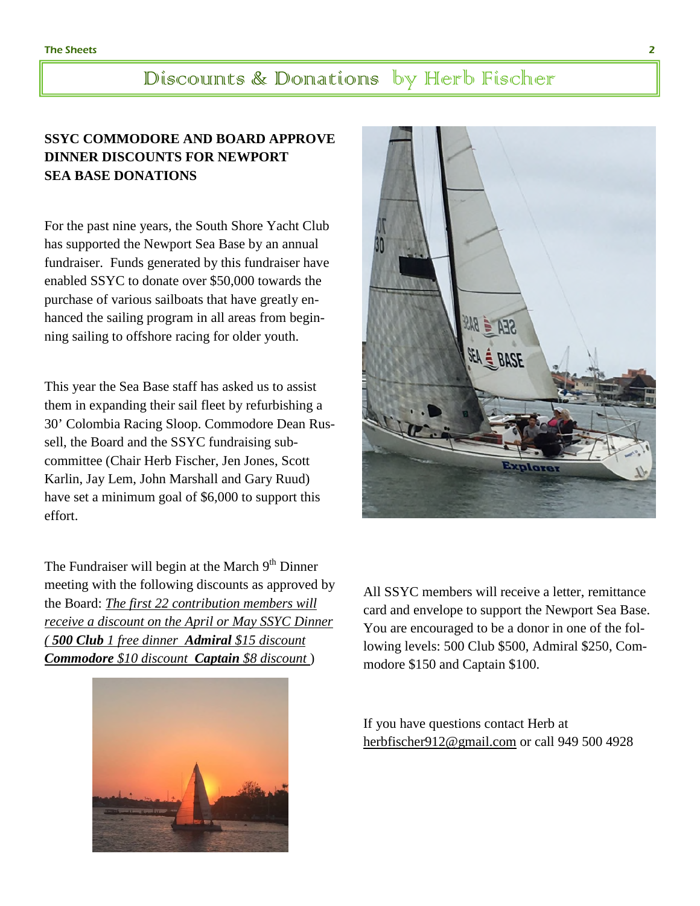# Discounts & Donations by Herb Fischer

**SSYC COMMODORE AND BOARD APPROVE DINNER DISCOUNTS FOR NEWPORT SEA BASE DONATIONS**

For the past nine years, the South Shore Yacht Club has supported the Newport Sea Base by an annual fundraiser. Funds generated by this fundraiser have enabled SSYC to donate over $50,000 towards the purchase of various sailboats that have greatly enhanced the sailing program in all areas from beginning sailing to offshore racing for older youth.

This year the Sea Base staff has asked us to assist them in expanding their sail fleet by refurbishing a 30' Colombia Racing Sloop. Commodore Dean Russell, the Board and the SSYC fundraising sub-committee (Chair Herb Fischer, Jen Jones, Scott Karlin, Jay Lem, John Marshall and Gary Ruud) have set a minimum goal of $6,000 to support this effort.

The Fundraiser will begin at the March 9th Dinner meeting with the following discounts as approved by the Board: *The first 22 contribution members will receive a discount on the April or May SSYC Dinner (* ***500 Club*** *1 free dinner* ***Admiral*** *$15 discount* ***Commodore*** *$10 discount* ***Captain*** *$8 discount* )

All SSYC members will receive a letter, remittance card and envelope to support the Newport Sea Base. You are encouraged to be a donor in one of the following levels: 500 Club $500, Admiral $250, Commodore $150 and Captain $100.

If you have questions contact Herb at herbfischer912@gmail.com or call 949 500 4928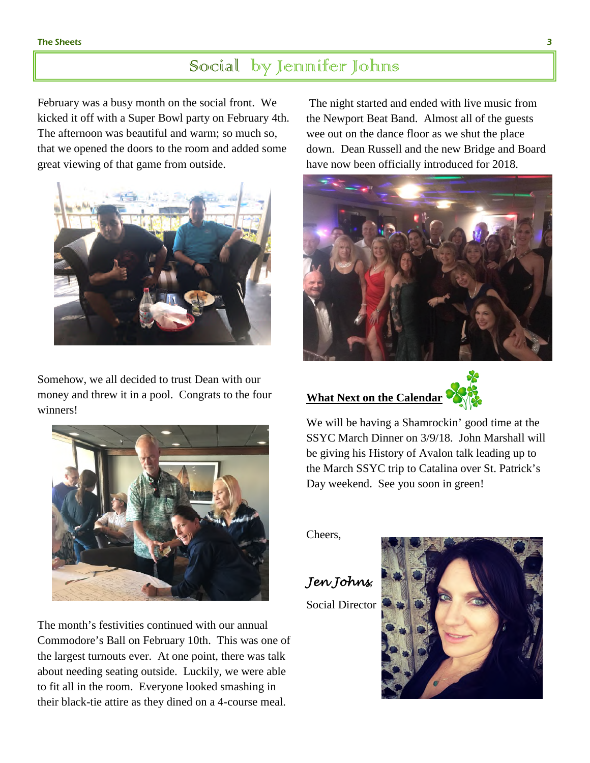# Social by Jennifer Johns

February was a busy month on the social front. We kicked it off with a Super Bowl party on February 4th. The afternoon was beautiful and warm; so much so, that we opened the doors to the room and added some great viewing of that game from outside.

Somehow, we all decided to trust Dean with our money and threw it in a pool. Congrats to the four winners!

The month's festivities continued with our annual Commodore's Ball on February 10th. This was one of the largest turnouts ever. At one point, there was talk about needing seating outside. Luckily, we were able to fit all in the room. Everyone looked smashing in their black-tie attire as they dined on a 4-course meal.

The night started and ended with live music from the Newport Beat Band. Almost all of the guests wee out on the dance floor as we shut the place down. Dean Russell and the new Bridge and Board have now been officially introduced for 2018.

**What Next on the Calendar**

We will be having a Shamrockin' good time at the SSYC March Dinner on 3/9/18. John Marshall will be giving his History of Avalon talk leading up to the March SSYC trip to Catalina over St. Patrick's Day weekend. See you soon in green!

Cheers,

*Jen Johns*

Social Director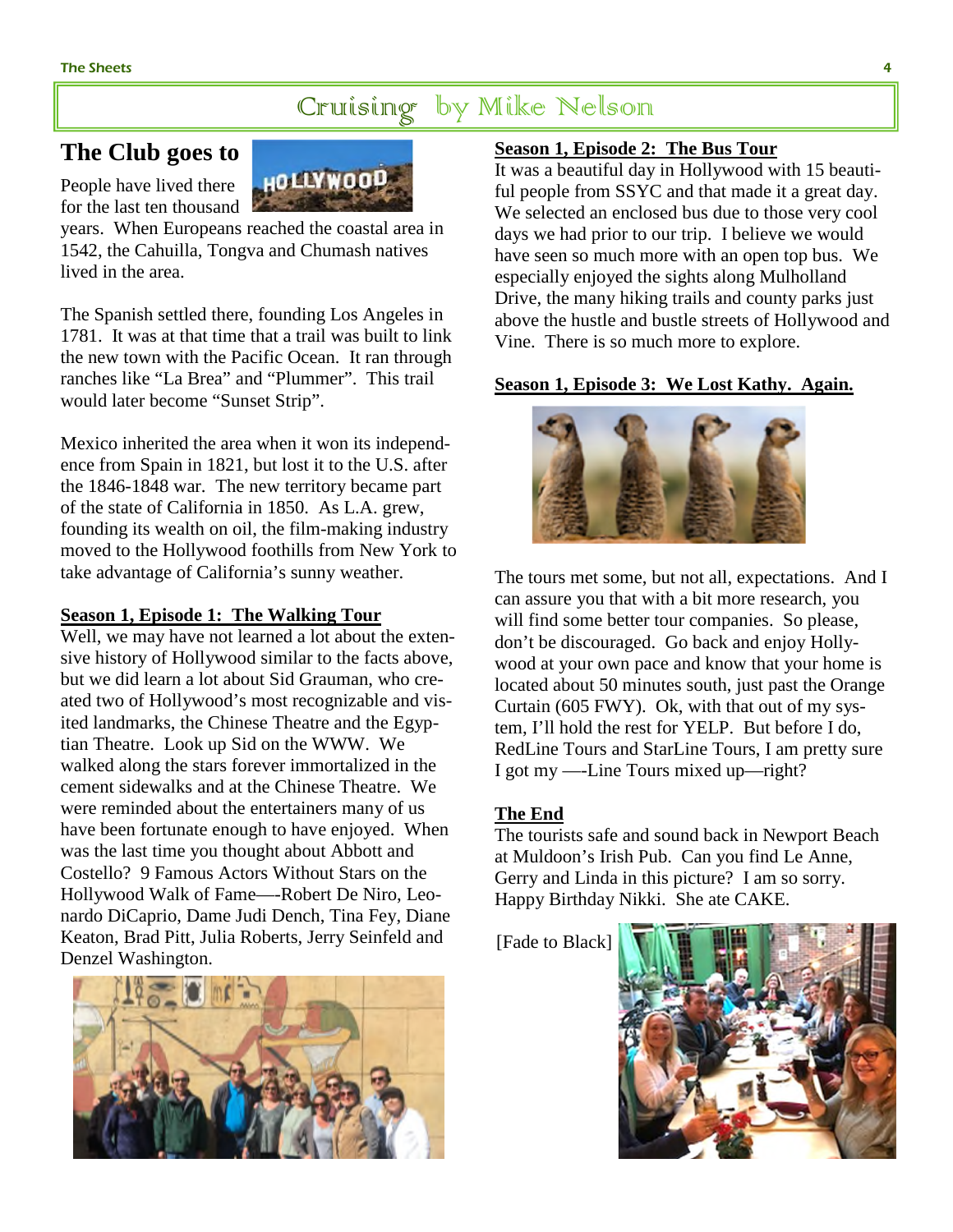# Cruising by Mike Nelson

## The Club goes to

People have lived there for the last ten thousand years. When Europeans reached the coastal area in 1542, the Cahuilla, Tongva and Chumash natives lived in the area.

The Spanish settled there, founding Los Angeles in 1781. It was at that time that a trail was built to link the new town with the Pacific Ocean. It ran through ranches like "La Brea" and "Plummer". This trail would later become "Sunset Strip".

Mexico inherited the area when it won its independence from Spain in 1821, but lost it to the U.S. after the 1846-1848 war. The new territory became part of the state of California in 1850. As L.A. grew, founding its wealth on oil, the film-making industry moved to the Hollywood foothills from New York to take advantage of California's sunny weather.

**Season 1, Episode 1: The Walking Tour**

Well, we may have not learned a lot about the extensive history of Hollywood similar to the facts above, but we did learn a lot about Sid Grauman, who created two of Hollywood's most recognizable and visited landmarks, the Chinese Theatre and the Egyptian Theatre. Look up Sid on the WWW. We walked along the stars forever immortalized in the cement sidewalks and at the Chinese Theatre. We were reminded about the entertainers many of us have been fortunate enough to have enjoyed. When was the last time you thought about Abbott and Costello? 9 Famous Actors Without Stars on the Hollywood Walk of Fame—-Robert De Niro, Leonardo DiCaprio, Dame Judi Dench, Tina Fey, Diane Keaton, Brad Pitt, Julia Roberts, Jerry Seinfeld and Denzel Washington.

**Season 1, Episode 2: The Bus Tour**

It was a beautiful day in Hollywood with 15 beautiful people from SSYC and that made it a great day. We selected an enclosed bus due to those very cool days we had prior to our trip. I believe we would have seen so much more with an open top bus. We especially enjoyed the sights along Mulholland Drive, the many hiking trails and county parks just above the hustle and bustle streets of Hollywood and Vine. There is so much more to explore.

**Season 1, Episode 3: We Lost Kathy. Again.**

The tours met some, but not all, expectations. And I can assure you that with a bit more research, you will find some better tour companies. So please, don't be discouraged. Go back and enjoy Hollywood at your own pace and know that your home is located about 50 minutes south, just past the Orange Curtain (605 FWY). Ok, with that out of my system, I'll hold the rest for YELP. But before I do, RedLine Tours and StarLine Tours, I am pretty sure I got my —-Line Tours mixed up—right?

**The End**

The tourists safe and sound back in Newport Beach at Muldoon's Irish Pub. Can you find Le Anne, Gerry and Linda in this picture? I am so sorry. Happy Birthday Nikki. She ate CAKE.

[Fade to Black]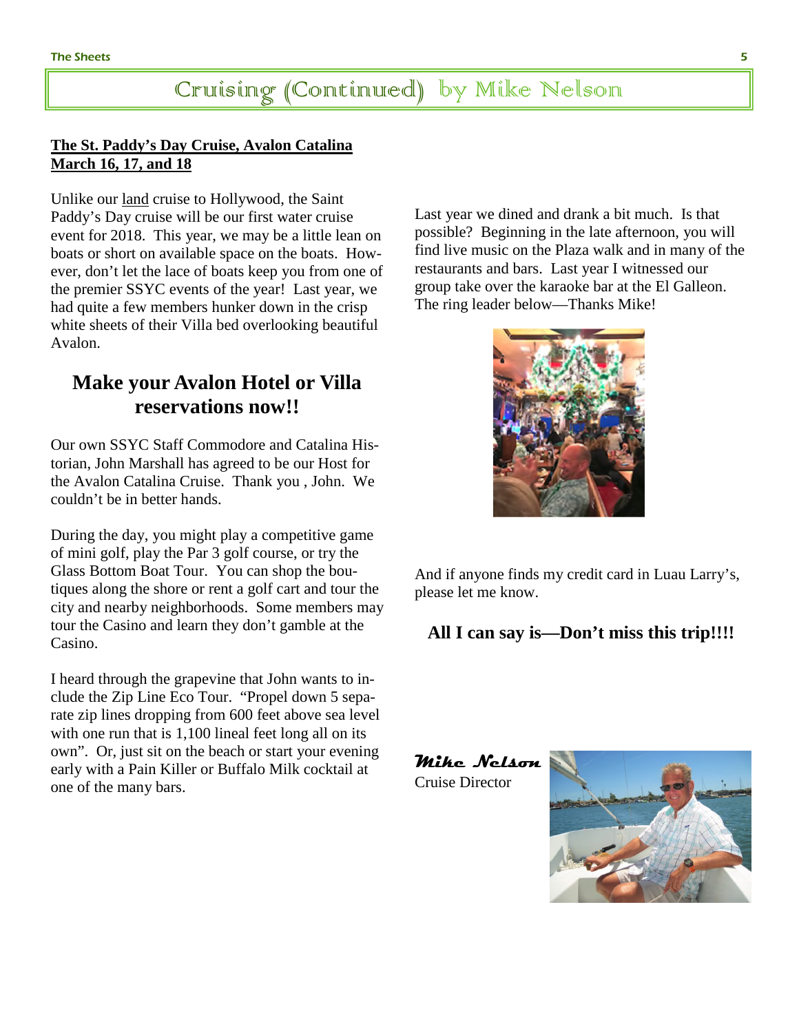# Cruising (Continued) by Mike Nelson

**The St. Paddy's Day Cruise, Avalon Catalina**
**March 16, 17, and 18**

Unlike our land cruise to Hollywood, the Saint Paddy's Day cruise will be our first water cruise event for 2018. This year, we may be a little lean on boats or short on available space on the boats. However, don't let the lace of boats keep you from one of the premier SSYC events of the year! Last year, we had quite a few members hunker down in the crisp white sheets of their Villa bed overlooking beautiful Avalon.

## Make your Avalon Hotel or Villa reservations now!!

Our own SSYC Staff Commodore and Catalina Historian, John Marshall has agreed to be our Host for the Avalon Catalina Cruise. Thank you , John. We couldn't be in better hands.

During the day, you might play a competitive game of mini golf, play the Par 3 golf course, or try the Glass Bottom Boat Tour. You can shop the boutiques along the shore or rent a golf cart and tour the city and nearby neighborhoods. Some members may tour the Casino and learn they don't gamble at the Casino.

I heard through the grapevine that John wants to include the Zip Line Eco Tour. "Propel down 5 separate zip lines dropping from 600 feet above sea level with one run that is 1,100 lineal feet long all on its own". Or, just sit on the beach or start your evening early with a Pain Killer or Buffalo Milk cocktail at one of the many bars.

Last year we dined and drank a bit much. Is that possible? Beginning in the late afternoon, you will find live music on the Plaza walk and in many of the restaurants and bars. Last year I witnessed our group take over the karaoke bar at the El Galleon. The ring leader below—Thanks Mike!

And if anyone finds my credit card in Luau Larry's, please let me know.

**All I can say is—Don't miss this trip!!!!**

***Mike Nelson***
Cruise Director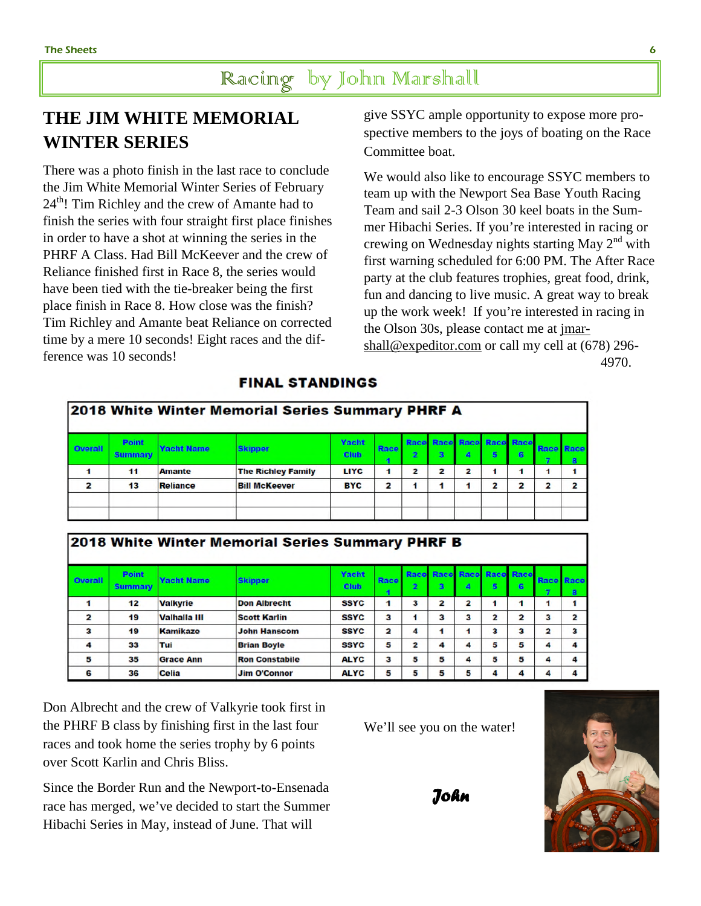# Racing by John Marshall

## THE JIM WHITE MEMORIAL WINTER SERIES

There was a photo finish in the last race to conclude the Jim White Memorial Winter Series of February 24th! Tim Richley and the crew of Amante had to finish the series with four straight first place finishes in order to have a shot at winning the series in the PHRF A Class. Had Bill McKeever and the crew of Reliance finished first in Race 8, the series would have been tied with the tie-breaker being the first place finish in Race 8. How close was the finish? Tim Richley and Amante beat Reliance on corrected time by a mere 10 seconds! Eight races and the difference was 10 seconds!

### FINAL STANDINGS

**2018 White Winter Memorial Series Summary PHRF A**

| Overall | Point Summary | Yacht Name | Skipper | Yacht Club | Race 1 | Race 2 | Race 3 | Race 4 | Race 5 | Race 6 | Race 7 | Race 8 |
|---|---|---|---|---|---|---|---|---|---|---|---|---|
| 1 | 11 | Amante | The Richley Family | LIYC | 1 | 2 | 2 | 2 | 1 | 1 | 1 | 1 |
| 2 | 13 | Reliance | Bill McKeever | BYC | 2 | 1 | 1 | 1 | 2 | 2 | 2 | 2 |

**2018 White Winter Memorial Series Summary PHRF B**

| Overall | Point Summary | Yacht Name | Skipper | Yacht Club | Race 1 | Race 2 | Race 3 | Race 4 | Race 5 | Race 6 | Race 7 | Race 8 |
|---|---|---|---|---|---|---|---|---|---|---|---|---|
| 1 | 12 | Valkyrie | Don Albrecht | SSYC | 1 | 3 | 2 | 2 | 1 | 1 | 1 | 1 |
| 2 | 19 | Valhalla III | Scott Karlin | SSYC | 3 | 1 | 3 | 3 | 2 | 2 | 3 | 2 |
| 3 | 19 | Kamikaze | John Hanscom | SSYC | 2 | 4 | 1 | 1 | 3 | 3 | 2 | 3 |
| 4 | 33 | Tui | Brian Boyle | SSYC | 5 | 2 | 4 | 4 | 5 | 5 | 4 | 4 |
| 5 | 35 | Grace Ann | Ron Constabile | ALYC | 3 | 5 | 5 | 4 | 5 | 5 | 4 | 4 |
| 6 | 36 | Celia | Jim O'Connor | ALYC | 5 | 5 | 5 | 5 | 4 | 4 | 4 | 4 |

Don Albrecht and the crew of Valkyrie took first in the PHRF B class by finishing first in the last four races and took home the series trophy by 6 points over Scott Karlin and Chris Bliss.

Since the Border Run and the Newport-to-Ensenada race has merged, we've decided to start the Summer Hibachi Series in May, instead of June. That will give SSYC ample opportunity to expose more prospective members to the joys of boating on the Race Committee boat.

We would also like to encourage SSYC members to team up with the Newport Sea Base Youth Racing Team and sail 2-3 Olson 30 keel boats in the Summer Hibachi Series. If you're interested in racing or crewing on Wednesday nights starting May 2nd with first warning scheduled for 6:00 PM. The After Race party at the club features trophies, great food, drink, fun and dancing to live music. A great way to break up the work week! If you're interested in racing in the Olson 30s, please contact me at jmarshall@expeditor.com or call my cell at (678) 296-4970.

We'll see you on the water!

***John***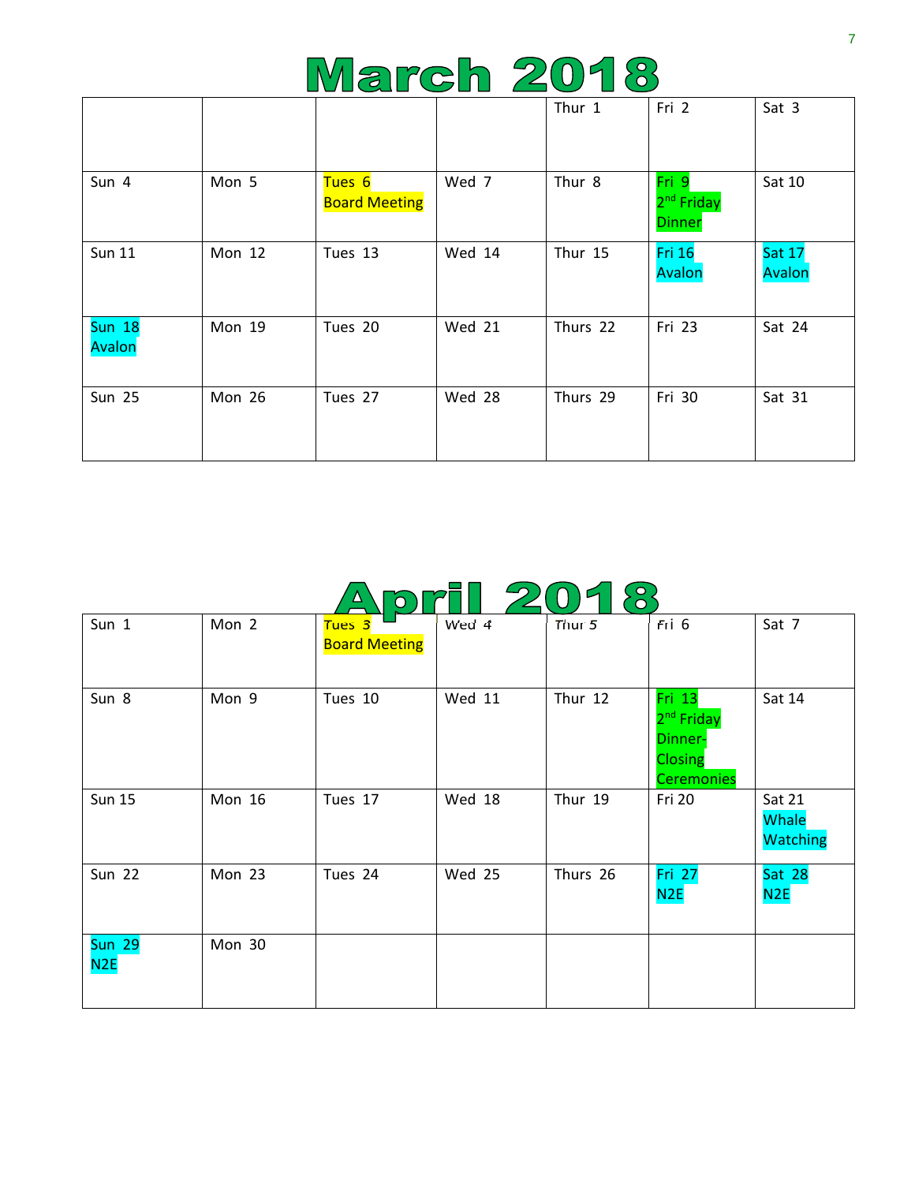# March 2018

| | | | | | | |
|---|---|---|---|---|---|---|
| | | | | Thur 1 | Fri 2 | Sat 3 |
| Sun 4 | Mon 5 | Tues 6 Board Meeting | Wed 7 | Thur 8 | Fri 9 2nd Friday Dinner | Sat 10 |
| Sun 11 | Mon 12 | Tues 13 | Wed 14 | Thur 15 | Fri 16 Avalon | Sat 17 Avalon |
| Sun 18 Avalon | Mon 19 | Tues 20 | Wed 21 | Thurs 22 | Fri 23 | Sat 24 |
| Sun 25 | Mon 26 | Tues 27 | Wed 28 | Thurs 29 | Fri 30 | Sat 31 |

# April 2018

| | | | | | | |
|---|---|---|---|---|---|---|
| Sun 1 | Mon 2 | Tues 3 Board Meeting | Wed 4 | Thur 5 | Fri 6 | Sat 7 |
| Sun 8 | Mon 9 | Tues 10 | Wed 11 | Thur 12 | Fri 13 2nd Friday Dinner-Closing Ceremonies | Sat 14 |
| Sun 15 | Mon 16 | Tues 17 | Wed 18 | Thur 19 | Fri 20 | Sat 21 Whale Watching |
| Sun 22 | Mon 23 | Tues 24 | Wed 25 | Thurs 26 | Fri 27 N2E | Sat 28 N2E |
| Sun 29 N2E | Mon 30 | | | | | |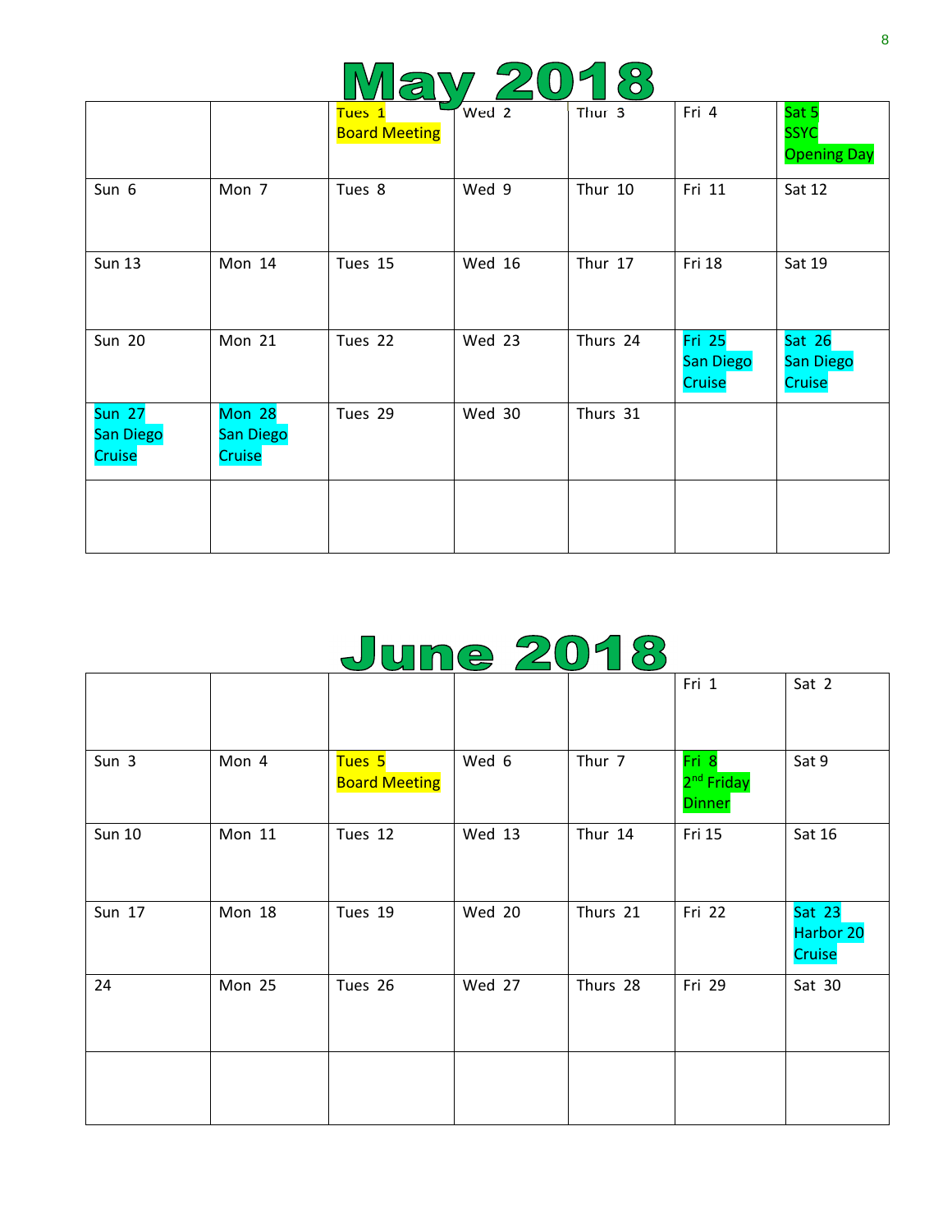# May 2018

| | | | | | | |
|---|---|---|---|---|---|---|
| | | Tues 1 Board Meeting | Wed 2 | Thur 3 | Fri 4 | Sat 5 SSYC Opening Day |
| Sun 6 | Mon 7 | Tues 8 | Wed 9 | Thur 10 | Fri 11 | Sat 12 |
| Sun 13 | Mon 14 | Tues 15 | Wed 16 | Thur 17 | Fri 18 | Sat 19 |
| Sun 20 | Mon 21 | Tues 22 | Wed 23 | Thurs 24 | Fri 25 San Diego Cruise | Sat 26 San Diego Cruise |
| Sun 27 San Diego Cruise | Mon 28 San Diego Cruise | Tues 29 | Wed 30 | Thurs 31 | | |
| | | | | | | |

# June 2018

| | | | | | | |
|---|---|---|---|---|---|---|
| | | | | | Fri 1 | Sat 2 |
| Sun 3 | Mon 4 | Tues 5 Board Meeting | Wed 6 | Thur 7 | Fri 8 2nd Friday Dinner | Sat 9 |
| Sun 10 | Mon 11 | Tues 12 | Wed 13 | Thur 14 | Fri 15 | Sat 16 |
| Sun 17 | Mon 18 | Tues 19 | Wed 20 | Thurs 21 | Fri 22 | Sat 23 Harbor 20 Cruise |
| 24 | Mon 25 | Tues 26 | Wed 27 | Thurs 28 | Fri 29 | Sat 30 |
| | | | | | | |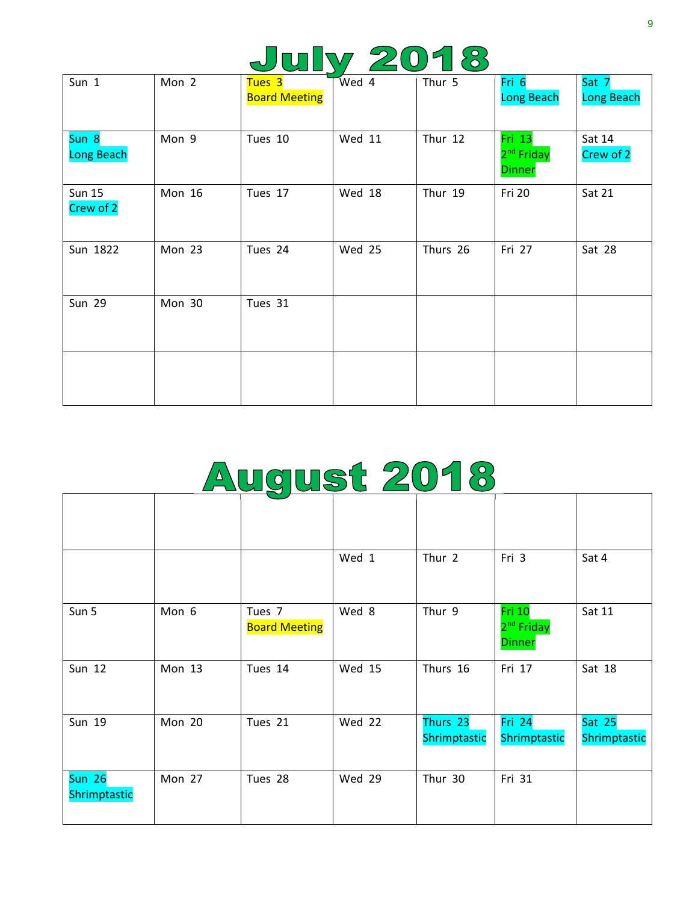# July 2018

| | | | | | | |
|---|---|---|---|---|---|---|
| Sun 1 | Mon 2 | Tues 3<br>Board Meeting | Wed 4 | Thur 5 | Fri 6<br>Long Beach | Sat 7<br>Long Beach |
| Sun 8<br>Long Beach | Mon 9 | Tues 10 | Wed 11 | Thur 12 | Fri 13<br>2nd Friday Dinner | Sat 14<br>Crew of 2 |
| Sun 15<br>Crew of 2 | Mon 16 | Tues 17 | Wed 18 | Thur 19 | Fri 20 | Sat 21 |
| Sun 1822 | Mon 23 | Tues 24 | Wed 25 | Thurs 26 | Fri 27 | Sat 28 |
| Sun 29 | Mon 30 | Tues 31 | | | | |
| | | | | | | |

# August 2018

| | | | | | | |
|---|---|---|---|---|---|---|
| | | | | | | |
| | | | Wed 1 | Thur 2 | Fri 3 | Sat 4 |
| Sun 5 | Mon 6 | Tues 7<br>Board Meeting | Wed 8 | Thur 9 | Fri 10<br>2nd Friday Dinner | Sat 11 |
| Sun 12 | Mon 13 | Tues 14 | Wed 15 | Thurs 16 | Fri 17 | Sat 18 |
| Sun 19 | Mon 20 | Tues 21 | Wed 22 | Thurs 23<br>Shrimptastic | Fri 24<br>Shrimptastic | Sat 25<br>Shrimptastic |
| Sun 26<br>Shrimptastic | Mon 27 | Tues 28 | Wed 29 | Thur 30 | Fri 31 | |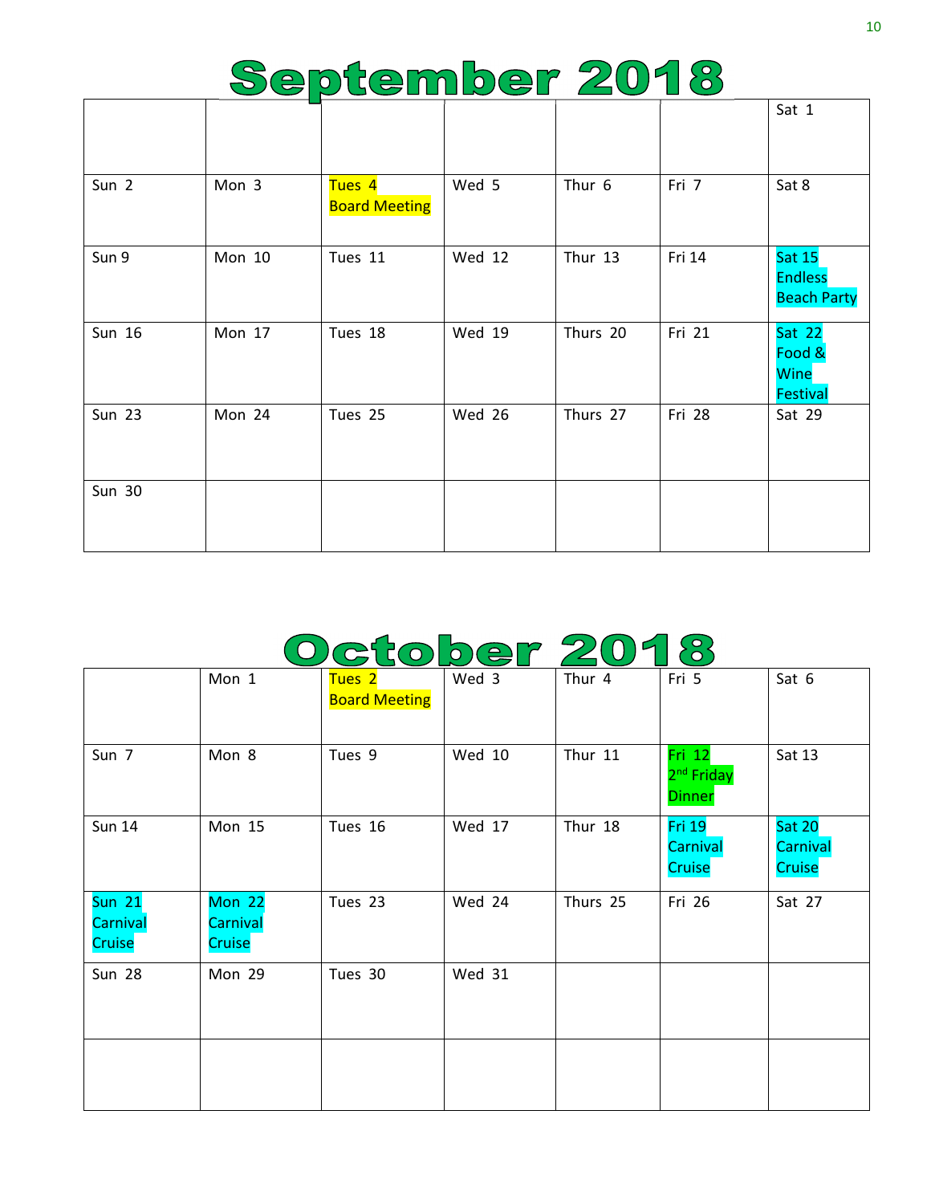# September 2018

| | | | | | | |
|---|---|---|---|---|---|---|
| | | | | | | Sat 1 |
| Sun 2 | Mon 3 | Tues 4 Board Meeting | Wed 5 | Thur 6 | Fri 7 | Sat 8 |
| Sun 9 | Mon 10 | Tues 11 | Wed 12 | Thur 13 | Fri 14 | Sat 15 Endless Beach Party |
| Sun 16 | Mon 17 | Tues 18 | Wed 19 | Thurs 20 | Fri 21 | Sat 22 Food & Wine Festival |
| Sun 23 | Mon 24 | Tues 25 | Wed 26 | Thurs 27 | Fri 28 | Sat 29 |
| Sun 30 | | | | | | |

# October 2018

| | | | | | | |
|---|---|---|---|---|---|---|
| | Mon 1 | Tues 2 Board Meeting | Wed 3 | Thur 4 | Fri 5 | Sat 6 |
| Sun 7 | Mon 8 | Tues 9 | Wed 10 | Thur 11 | Fri 12 2nd Friday Dinner | Sat 13 |
| Sun 14 | Mon 15 | Tues 16 | Wed 17 | Thur 18 | Fri 19 Carnival Cruise | Sat 20 Carnival Cruise |
| Sun 21 Carnival Cruise | Mon 22 Carnival Cruise | Tues 23 | Wed 24 | Thurs 25 | Fri 26 | Sat 27 |
| Sun 28 | Mon 29 | Tues 30 | Wed 31 | | | |
| | | | | | | |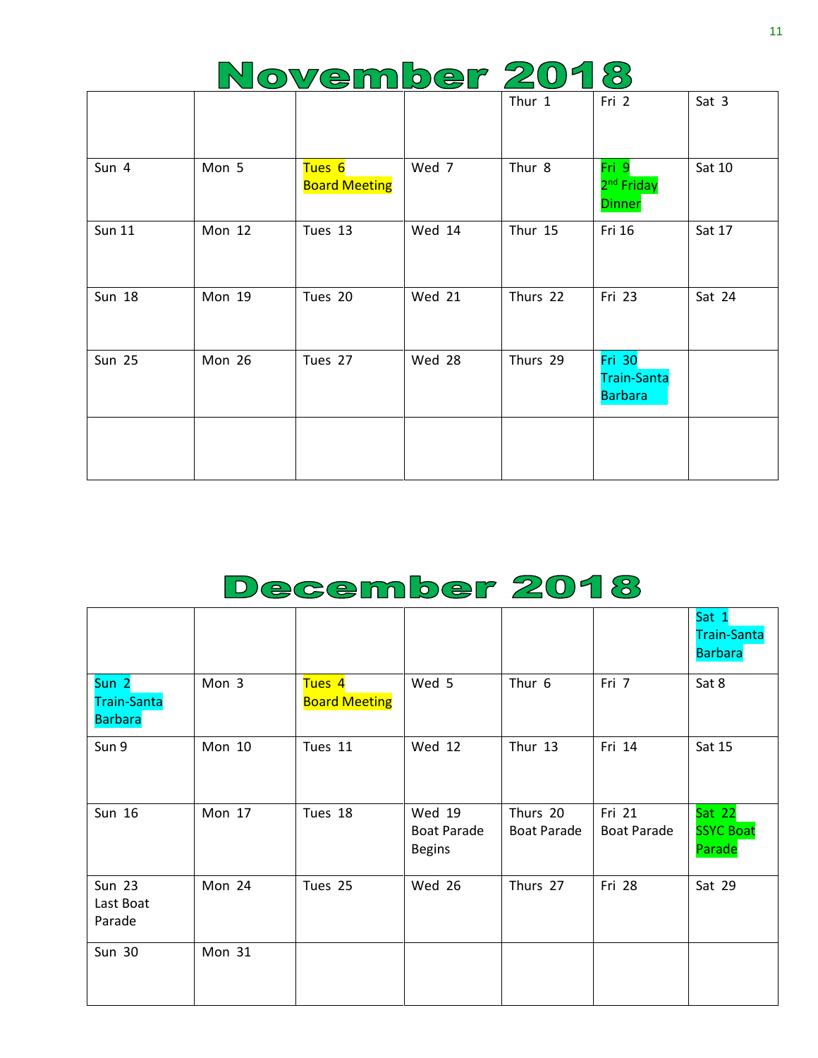# November 2018

| | | | | | | |
|---|---|---|---|---|---|---|
| | | | | Thur 1 | Fri 2 | Sat 3 |
| Sun 4 | Mon 5 | Tues 6 Board Meeting | Wed 7 | Thur 8 | Fri 9 2nd Friday Dinner | Sat 10 |
| Sun 11 | Mon 12 | Tues 13 | Wed 14 | Thur 15 | Fri 16 | Sat 17 |
| Sun 18 | Mon 19 | Tues 20 | Wed 21 | Thurs 22 | Fri 23 | Sat 24 |
| Sun 25 | Mon 26 | Tues 27 | Wed 28 | Thurs 29 | Fri 30 Train-Santa Barbara | |
| | | | | | | |

# December 2018

| | | | | | | |
|---|---|---|---|---|---|---|
| | | | | | | Sat 1 Train-Santa Barbara |
| Sun 2 Train-Santa Barbara | Mon 3 | Tues 4 Board Meeting | Wed 5 | Thur 6 | Fri 7 | Sat 8 |
| Sun 9 | Mon 10 | Tues 11 | Wed 12 | Thur 13 | Fri 14 | Sat 15 |
| Sun 16 | Mon 17 | Tues 18 | Wed 19 Boat Parade Begins | Thurs 20 Boat Parade | Fri 21 Boat Parade | Sat 22 SSYC Boat Parade |
| Sun 23 Last Boat Parade | Mon 24 | Tues 25 | Wed 26 | Thurs 27 | Fri 28 | Sat 29 |
| Sun 30 | Mon 31 | | | | | |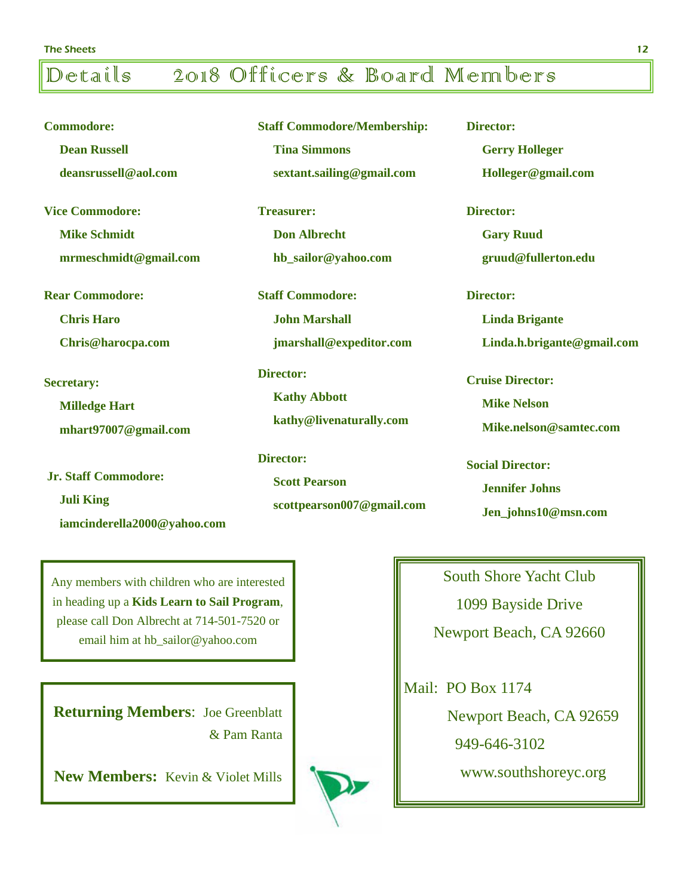# Details 2018 Officers & Board Members

**Commodore:**
**Dean Russell**
**deansrussell@aol.com**

**Vice Commodore:**
**Mike Schmidt**
**mrmeschmidt@gmail.com**

**Rear Commodore:**
**Chris Haro**
**Chris@harocpa.com**

**Secretary:**
**Milledge Hart**
**mhart97007@gmail.com**

**Jr. Staff Commodore:**
**Juli King**
**iamcinderella2000@yahoo.com**

**Staff Commodore/Membership:**
**Tina Simmons**
**sextant.sailing@gmail.com**

**Treasurer:**
**Don Albrecht**
**hb_sailor@yahoo.com**

**Staff Commodore:**
**John Marshall**
**jmarshall@expeditor.com**

**Director:**
**Kathy Abbott**
**kathy@livenaturally.com**

**Director:**
**Scott Pearson**
**scottpearson007@gmail.com**

**Director:**
**Gerry Holleger**
**Holleger@gmail.com**

**Director:**
**Gary Ruud**
**gruud@fullerton.edu**

**Director:**
**Linda Brigante**
**Linda.h.brigante@gmail.com**

**Cruise Director:**
**Mike Nelson**
**Mike.nelson@samtec.com**

**Social Director:**
**Jennifer Johns**
**Jen_johns10@msn.com**

Any members with children who are interested in heading up a **Kids Learn to Sail Program**, please call Don Albrecht at 714-501-7520 or email him at hb_sailor@yahoo.com

**Returning Members**: Joe Greenblatt & Pam Ranta

**New Members:** Kevin & Violet Mills

South Shore Yacht Club
1099 Bayside Drive
Newport Beach, CA 92660

Mail: PO Box 1174
Newport Beach, CA 92659
949-646-3102
www.southshoreyc.org